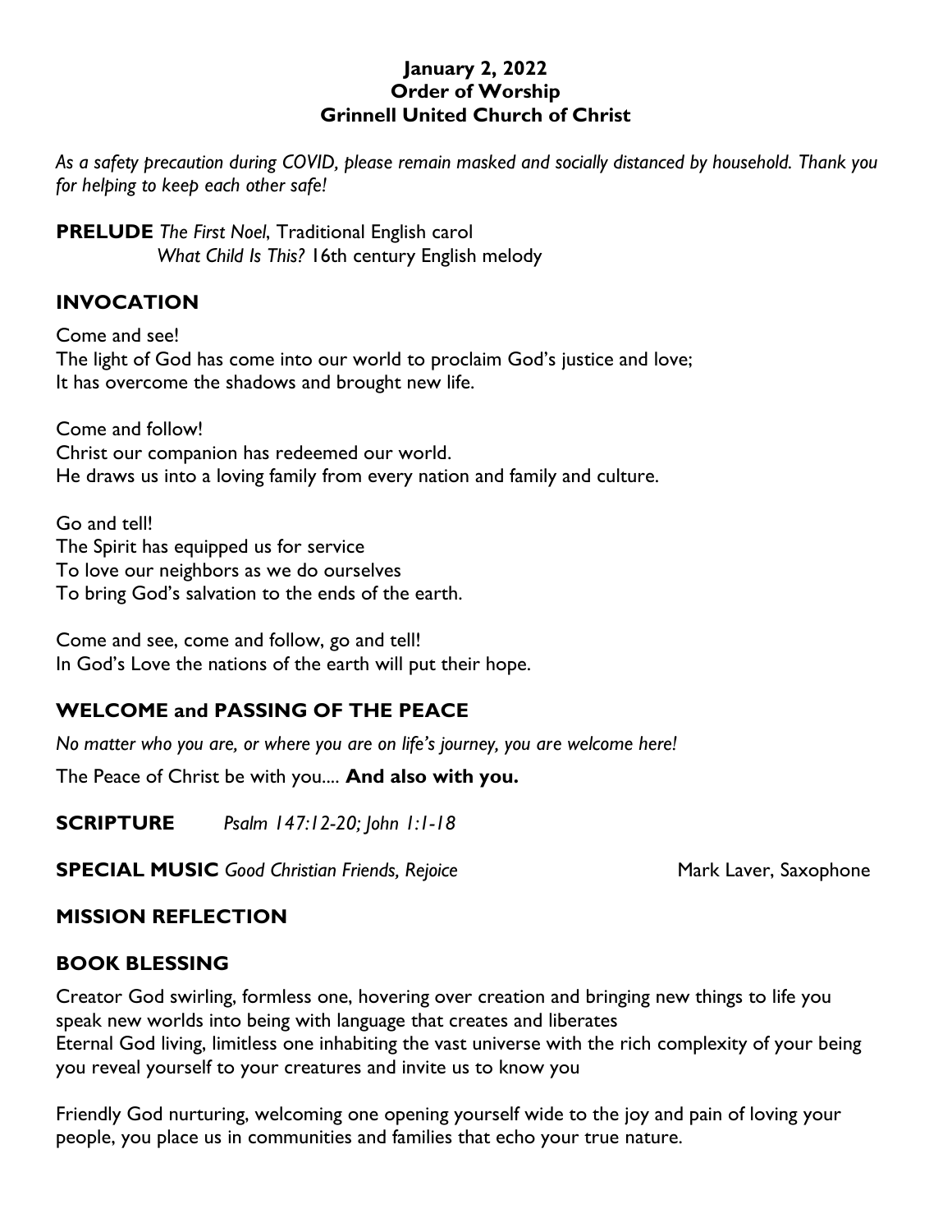**January 2, 2022**
**Order of Worship**
**Grinnell United Church of Christ**

*As a safety precaution during COVID, please remain masked and socially distanced by household. Thank you for helping to keep each other safe!*

**PRELUDE** *The First Noel*, Traditional English carol
*What Child Is This?* 16th century English melody

## INVOCATION

Come and see!
The light of God has come into our world to proclaim God's justice and love;
It has overcome the shadows and brought new life.

Come and follow!
Christ our companion has redeemed our world.
He draws us into a loving family from every nation and family and culture.

Go and tell!
The Spirit has equipped us for service
To love our neighbors as we do ourselves
To bring God's salvation to the ends of the earth.

Come and see, come and follow, go and tell!
In God's Love the nations of the earth will put their hope.

## WELCOME and PASSING OF THE PEACE

*No matter who you are, or where you are on life's journey, you are welcome here!*

The Peace of Christ be with you.... **And also with you.**

**SCRIPTURE** *Psalm 147:12-20; John 1:1-18*

**SPECIAL MUSIC** *Good Christian Friends, Rejoice* Mark Laver, Saxophone

## MISSION REFLECTION

## BOOK BLESSING

Creator God swirling, formless one, hovering over creation and bringing new things to life you speak new worlds into being with language that creates and liberates
Eternal God living, limitless one inhabiting the vast universe with the rich complexity of your being you reveal yourself to your creatures and invite us to know you

Friendly God nurturing, welcoming one opening yourself wide to the joy and pain of loving your people, you place us in communities and families that echo your true nature.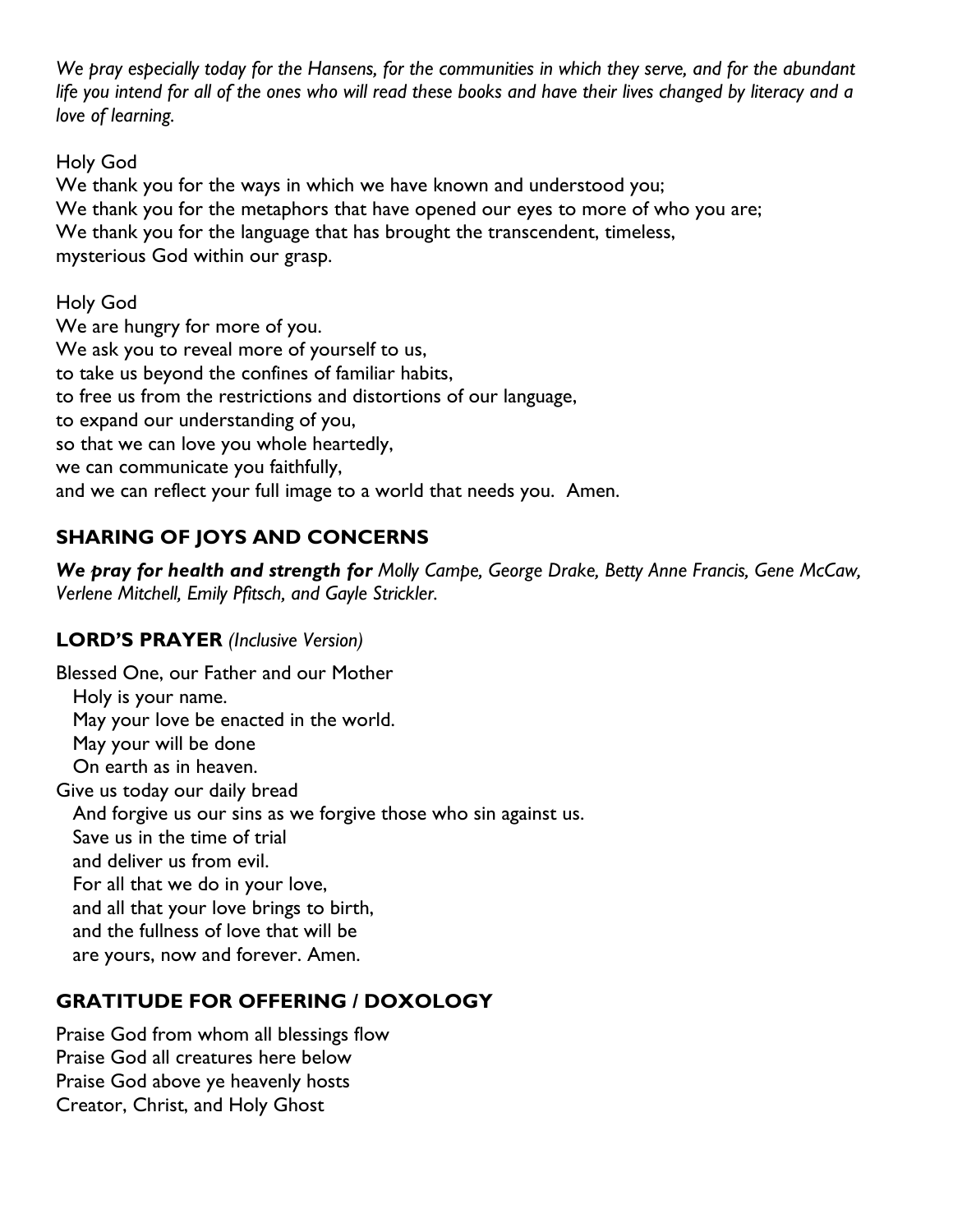*We pray especially today for the Hansens, for the communities in which they serve, and for the abundant life you intend for all of the ones who will read these books and have their lives changed by literacy and a love of learning.*

Holy God
We thank you for the ways in which we have known and understood you;
We thank you for the metaphors that have opened our eyes to more of who you are;
We thank you for the language that has brought the transcendent, timeless, mysterious God within our grasp.

Holy God
We are hungry for more of you.
We ask you to reveal more of yourself to us,
to take us beyond the confines of familiar habits,
to free us from the restrictions and distortions of our language,
to expand our understanding of you,
so that we can love you whole heartedly,
we can communicate you faithfully,
and we can reflect your full image to a world that needs you. Amen.

## SHARING OF JOYS AND CONCERNS

***We pray for health and strength for*** *Molly Campe, George Drake, Betty Anne Francis, Gene McCaw, Verlene Mitchell, Emily Pfitsch, and Gayle Strickler.*

## LORD'S PRAYER *(Inclusive Version)*

Blessed One, our Father and our Mother
Holy is your name.
May your love be enacted in the world.
May your will be done
On earth as in heaven.
Give us today our daily bread
And forgive us our sins as we forgive those who sin against us.
Save us in the time of trial
and deliver us from evil.
For all that we do in your love,
and all that your love brings to birth,
and the fullness of love that will be
are yours, now and forever. Amen.

## GRATITUDE FOR OFFERING / DOXOLOGY

Praise God from whom all blessings flow
Praise God all creatures here below
Praise God above ye heavenly hosts
Creator, Christ, and Holy Ghost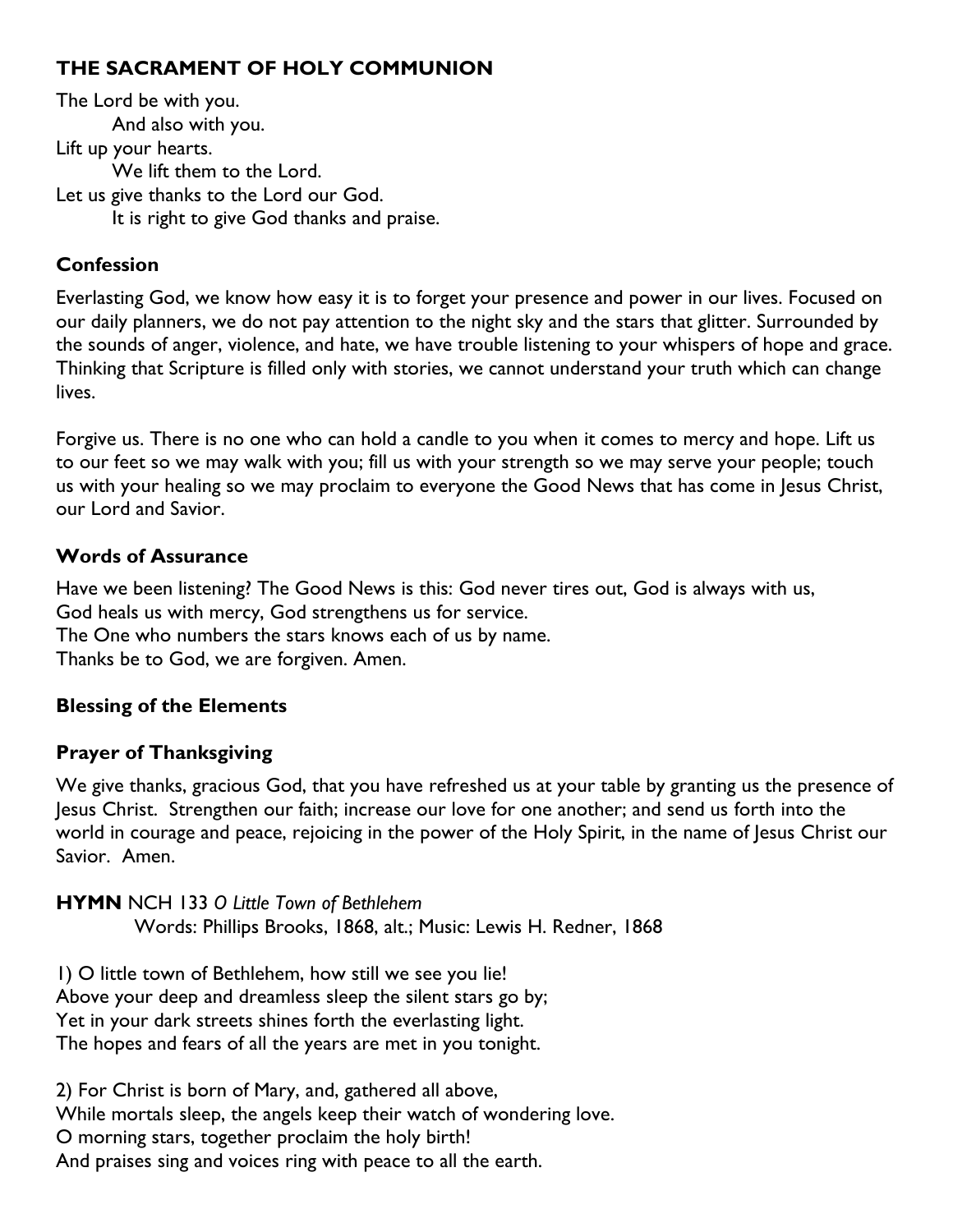## THE SACRAMENT OF HOLY COMMUNION

The Lord be with you.
    And also with you.
Lift up your hearts.
    We lift them to the Lord.
Let us give thanks to the Lord our God.
    It is right to give God thanks and praise.

### Confession

Everlasting God, we know how easy it is to forget your presence and power in our lives. Focused on our daily planners, we do not pay attention to the night sky and the stars that glitter. Surrounded by the sounds of anger, violence, and hate, we have trouble listening to your whispers of hope and grace. Thinking that Scripture is filled only with stories, we cannot understand your truth which can change lives.

Forgive us. There is no one who can hold a candle to you when it comes to mercy and hope. Lift us to our feet so we may walk with you; fill us with your strength so we may serve your people; touch us with your healing so we may proclaim to everyone the Good News that has come in Jesus Christ, our Lord and Savior.

### Words of Assurance

Have we been listening? The Good News is this: God never tires out, God is always with us,
God heals us with mercy, God strengthens us for service.
The One who numbers the stars knows each of us by name.
Thanks be to God, we are forgiven. Amen.

### Blessing of the Elements

### Prayer of Thanksgiving

We give thanks, gracious God, that you have refreshed us at your table by granting us the presence of Jesus Christ. Strengthen our faith; increase our love for one another; and send us forth into the world in courage and peace, rejoicing in the power of the Holy Spirit, in the name of Jesus Christ our Savior. Amen.

**HYMN** NCH 133 *O Little Town of Bethlehem*
Words: Phillips Brooks, 1868, alt.; Music: Lewis H. Redner, 1868

1) O little town of Bethlehem, how still we see you lie!
Above your deep and dreamless sleep the silent stars go by;
Yet in your dark streets shines forth the everlasting light.
The hopes and fears of all the years are met in you tonight.

2) For Christ is born of Mary, and, gathered all above,
While mortals sleep, the angels keep their watch of wondering love.
O morning stars, together proclaim the holy birth!
And praises sing and voices ring with peace to all the earth.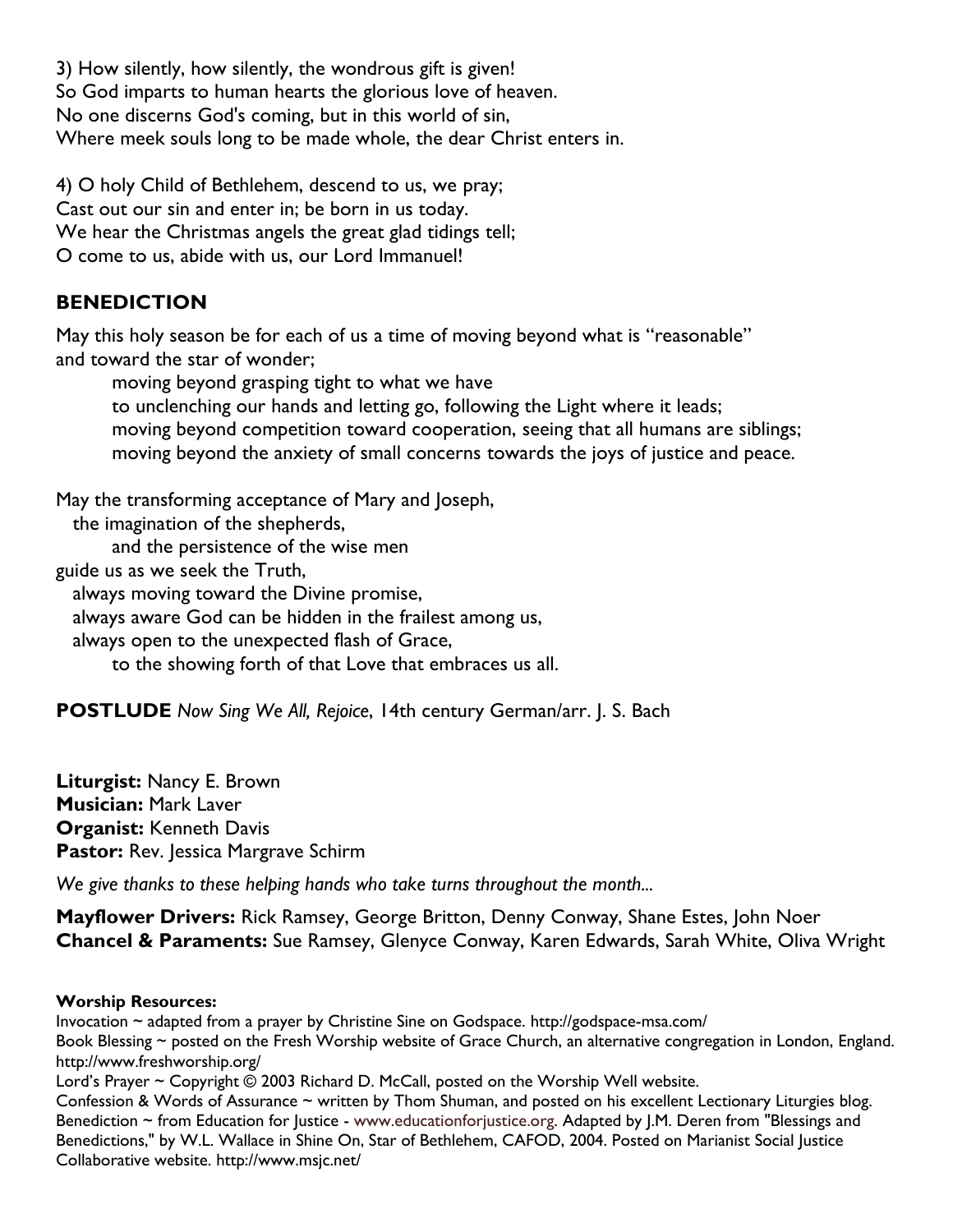3) How silently, how silently, the wondrous gift is given!
So God imparts to human hearts the glorious love of heaven.
No one discerns God's coming, but in this world of sin,
Where meek souls long to be made whole, the dear Christ enters in.

4) O holy Child of Bethlehem, descend to us, we pray;
Cast out our sin and enter in; be born in us today.
We hear the Christmas angels the great glad tidings tell;
O come to us, abide with us, our Lord Immanuel!

## BENEDICTION

May this holy season be for each of us a time of moving beyond what is "reasonable"
and toward the star of wonder;

moving beyond grasping tight to what we have
to unclenching our hands and letting go, following the Light where it leads;
moving beyond competition toward cooperation, seeing that all humans are siblings;
moving beyond the anxiety of small concerns towards the joys of justice and peace.

May the transforming acceptance of Mary and Joseph,
the imagination of the shepherds,
and the persistence of the wise men
guide us as we seek the Truth,
always moving toward the Divine promise,
always aware God can be hidden in the frailest among us,
always open to the unexpected flash of Grace,
to the showing forth of that Love that embraces us all.

**POSTLUDE** *Now Sing We All, Rejoice*, 14th century German/arr. J. S. Bach

**Liturgist:** Nancy E. Brown
**Musician:** Mark Laver
**Organist:** Kenneth Davis
**Pastor:** Rev. Jessica Margrave Schirm

*We give thanks to these helping hands who take turns throughout the month...*

**Mayflower Drivers:** Rick Ramsey, George Britton, Denny Conway, Shane Estes, John Noer
**Chancel & Paraments:** Sue Ramsey, Glenyce Conway, Karen Edwards, Sarah White, Oliva Wright

**Worship Resources:**
Invocation ~ adapted from a prayer by Christine Sine on Godspace. http://godspace-msa.com/
Book Blessing ~ posted on the Fresh Worship website of Grace Church, an alternative congregation in London, England. http://www.freshworship.org/
Lord's Prayer ~ Copyright © 2003 Richard D. McCall, posted on the Worship Well website.
Confession & Words of Assurance ~ written by Thom Shuman, and posted on his excellent Lectionary Liturgies blog.
Benediction ~ from Education for Justice - www.educationforjustice.org. Adapted by J.M. Deren from "Blessings and Benedictions," by W.L. Wallace in Shine On, Star of Bethlehem, CAFOD, 2004. Posted on Marianist Social Justice Collaborative website. http://www.msjc.net/